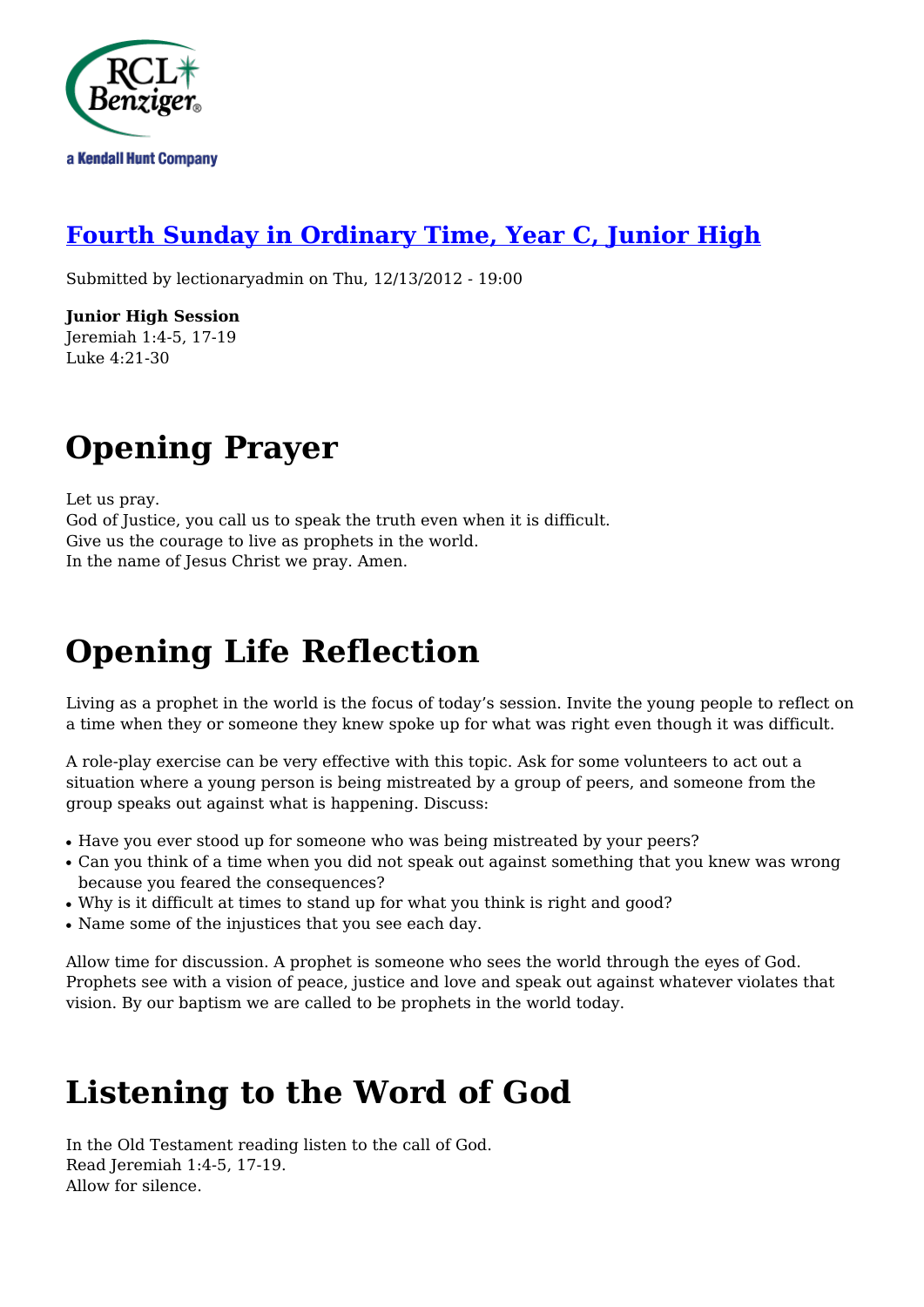## [Fourth Sunday in Ordinary Time, Year C, Junior High]()

Submitted by lectionaryadmin on Thu, 12/13/2012 - 19:00

**Junior High Session**
Jeremiah 1:4-5, 17-19
Luke 4:21-30

# Opening Prayer

Let us pray.
God of Justice, you call us to speak the truth even when it is difficult.
Give us the courage to live as prophets in the world.
In the name of Jesus Christ we pray. Amen.

# Opening Life Reflection

Living as a prophet in the world is the focus of today's session. Invite the young people to reflect on a time when they or someone they knew spoke up for what was right even though it was difficult.

A role-play exercise can be very effective with this topic. Ask for some volunteers to act out a situation where a young person is being mistreated by a group of peers, and someone from the group speaks out against what is happening. Discuss:

- Have you ever stood up for someone who was being mistreated by your peers?
- Can you think of a time when you did not speak out against something that you knew was wrong because you feared the consequences?
- Why is it difficult at times to stand up for what you think is right and good?
- Name some of the injustices that you see each day.

Allow time for discussion. A prophet is someone who sees the world through the eyes of God. Prophets see with a vision of peace, justice and love and speak out against whatever violates that vision. By our baptism we are called to be prophets in the world today.

# Listening to the Word of God

In the Old Testament reading listen to the call of God.
Read Jeremiah 1:4-5, 17-19.
Allow for silence.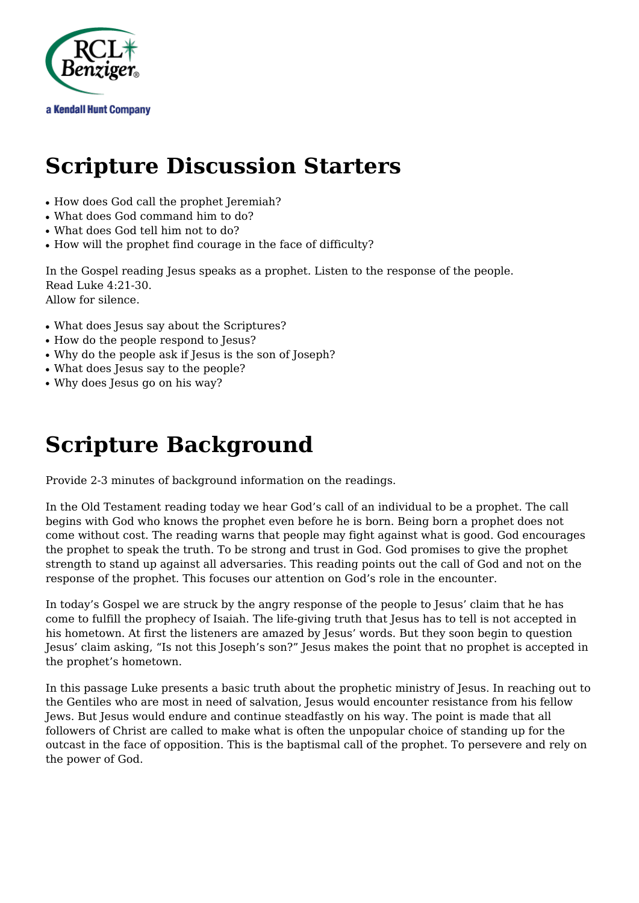# Scripture Discussion Starters

- How does God call the prophet Jeremiah?
- What does God command him to do?
- What does God tell him not to do?
- How will the prophet find courage in the face of difficulty?

In the Gospel reading Jesus speaks as a prophet. Listen to the response of the people.
Read Luke 4:21-30.
Allow for silence.

- What does Jesus say about the Scriptures?
- How do the people respond to Jesus?
- Why do the people ask if Jesus is the son of Joseph?
- What does Jesus say to the people?
- Why does Jesus go on his way?

# Scripture Background

Provide 2-3 minutes of background information on the readings.

In the Old Testament reading today we hear God's call of an individual to be a prophet. The call begins with God who knows the prophet even before he is born. Being born a prophet does not come without cost. The reading warns that people may fight against what is good. God encourages the prophet to speak the truth. To be strong and trust in God. God promises to give the prophet strength to stand up against all adversaries. This reading points out the call of God and not on the response of the prophet. This focuses our attention on God's role in the encounter.

In today's Gospel we are struck by the angry response of the people to Jesus' claim that he has come to fulfill the prophecy of Isaiah. The life-giving truth that Jesus has to tell is not accepted in his hometown. At first the listeners are amazed by Jesus' words. But they soon begin to question Jesus' claim asking, "Is not this Joseph's son?" Jesus makes the point that no prophet is accepted in the prophet's hometown.

In this passage Luke presents a basic truth about the prophetic ministry of Jesus. In reaching out to the Gentiles who are most in need of salvation, Jesus would encounter resistance from his fellow Jews. But Jesus would endure and continue steadfastly on his way. The point is made that all followers of Christ are called to make what is often the unpopular choice of standing up for the outcast in the face of opposition. This is the baptismal call of the prophet. To persevere and rely on the power of God.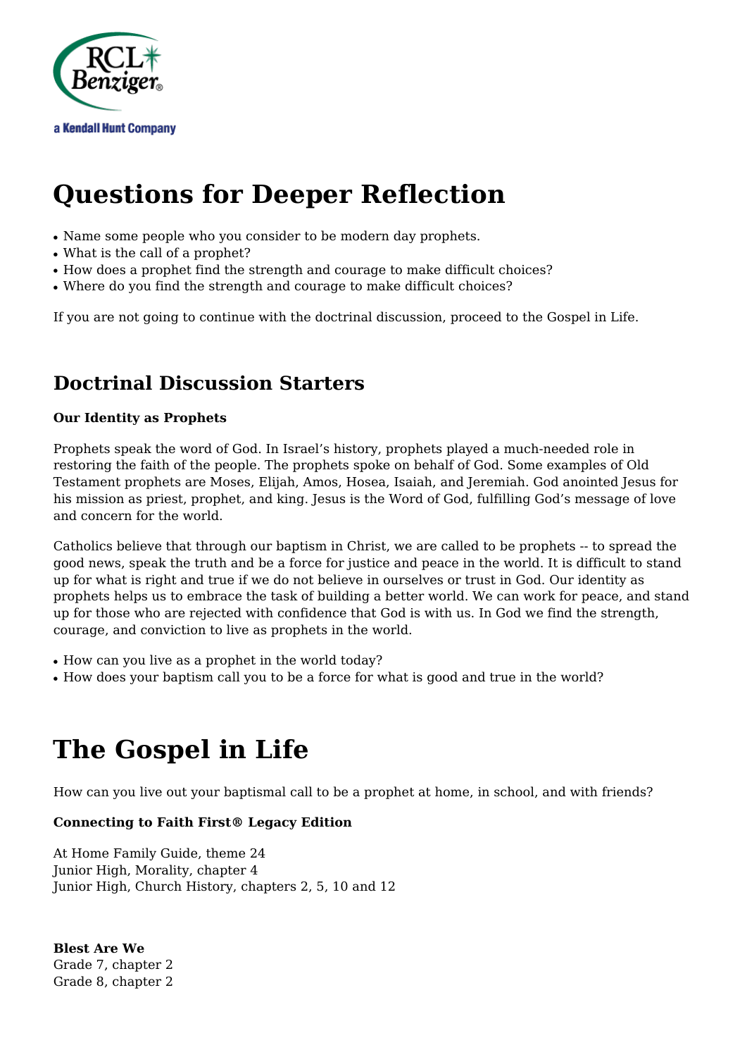# Questions for Deeper Reflection

- Name some people who you consider to be modern day prophets.
- What is the call of a prophet?
- How does a prophet find the strength and courage to make difficult choices?
- Where do you find the strength and courage to make difficult choices?

If you are not going to continue with the doctrinal discussion, proceed to the Gospel in Life.

## Doctrinal Discussion Starters

**Our Identity as Prophets**

Prophets speak the word of God. In Israel's history, prophets played a much-needed role in restoring the faith of the people. The prophets spoke on behalf of God. Some examples of Old Testament prophets are Moses, Elijah, Amos, Hosea, Isaiah, and Jeremiah. God anointed Jesus for his mission as priest, prophet, and king. Jesus is the Word of God, fulfilling God's message of love and concern for the world.

Catholics believe that through our baptism in Christ, we are called to be prophets -- to spread the good news, speak the truth and be a force for justice and peace in the world. It is difficult to stand up for what is right and true if we do not believe in ourselves or trust in God. Our identity as prophets helps us to embrace the task of building a better world. We can work for peace, and stand up for those who are rejected with confidence that God is with us. In God we find the strength, courage, and conviction to live as prophets in the world.

- How can you live as a prophet in the world today?
- How does your baptism call you to be a force for what is good and true in the world?

# The Gospel in Life

How can you live out your baptismal call to be a prophet at home, in school, and with friends?

**Connecting to Faith First® Legacy Edition**

At Home Family Guide, theme 24
Junior High, Morality, chapter 4
Junior High, Church History, chapters 2, 5, 10 and 12

**Blest Are We**
Grade 7, chapter 2
Grade 8, chapter 2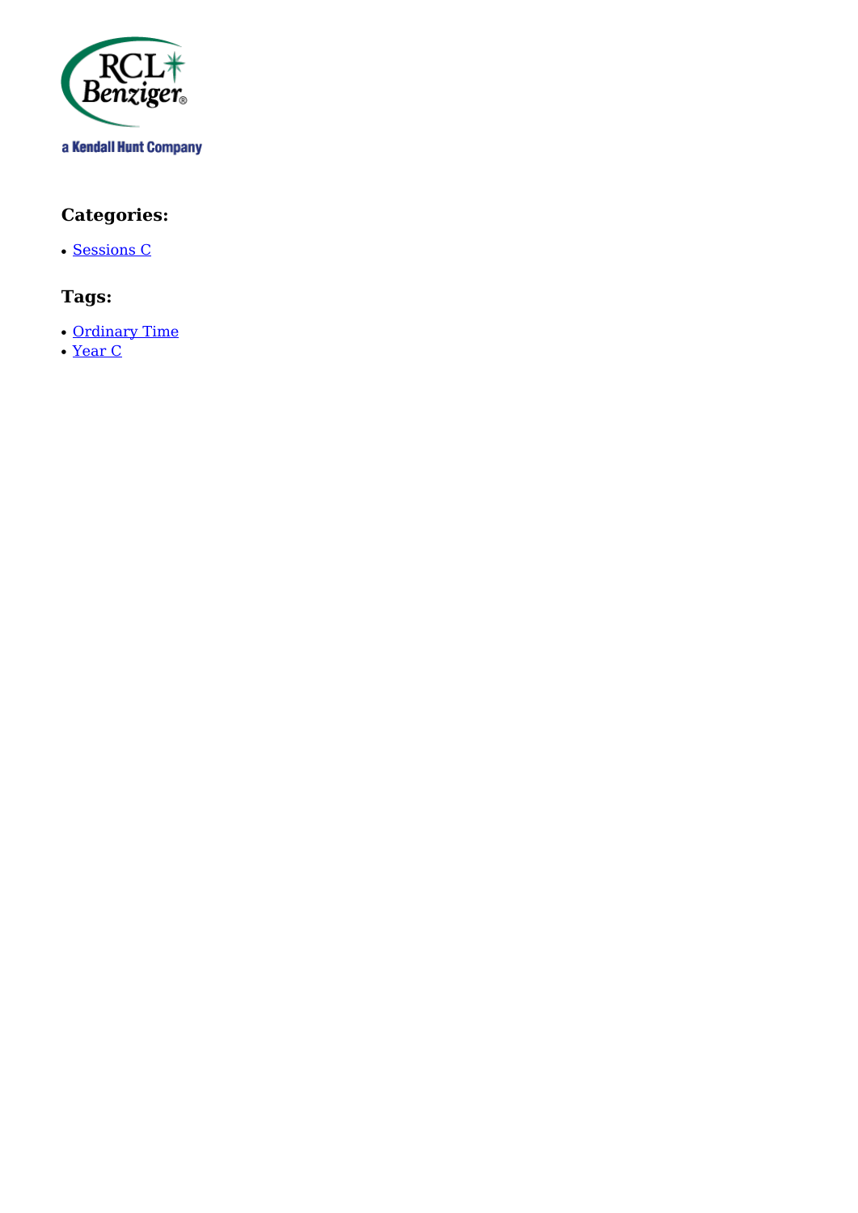RCL Benziger®

a Kendall Hunt Company

### Categories:

- Sessions C

### Tags:

- Ordinary Time
- Year C